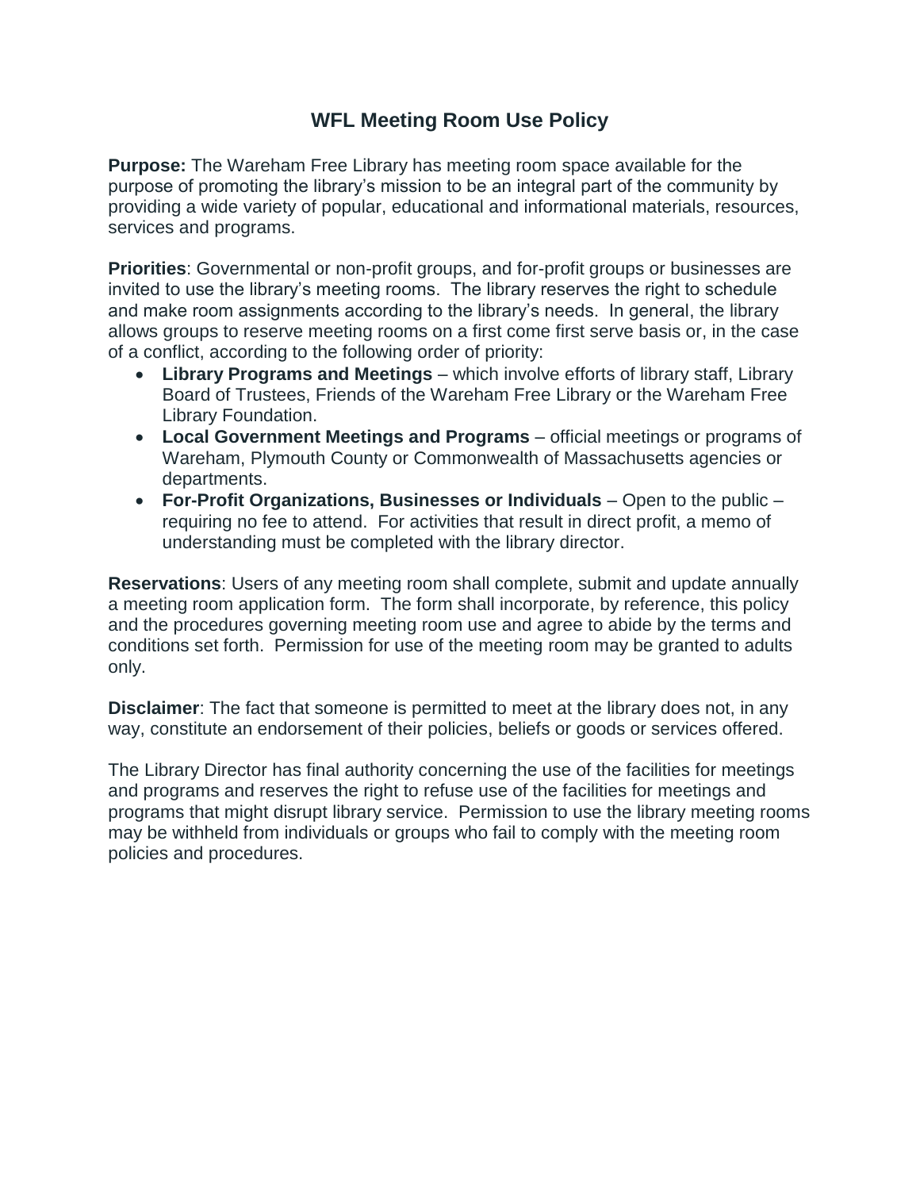# WFL Meeting Room Use Policy

**Purpose:** The Wareham Free Library has meeting room space available for the purpose of promoting the library's mission to be an integral part of the community by providing a wide variety of popular, educational and informational materials, resources, services and programs.

**Priorities**: Governmental or non-profit groups, and for-profit groups or businesses are invited to use the library's meeting rooms. The library reserves the right to schedule and make room assignments according to the library's needs. In general, the library allows groups to reserve meeting rooms on a first come first serve basis or, in the case of a conflict, according to the following order of priority:

- **Library Programs and Meetings** – which involve efforts of library staff, Library Board of Trustees, Friends of the Wareham Free Library or the Wareham Free Library Foundation.
- **Local Government Meetings and Programs** – official meetings or programs of Wareham, Plymouth County or Commonwealth of Massachusetts agencies or departments.
- **For-Profit Organizations, Businesses or Individuals** – Open to the public – requiring no fee to attend. For activities that result in direct profit, a memo of understanding must be completed with the library director.

**Reservations**: Users of any meeting room shall complete, submit and update annually a meeting room application form. The form shall incorporate, by reference, this policy and the procedures governing meeting room use and agree to abide by the terms and conditions set forth. Permission for use of the meeting room may be granted to adults only.

**Disclaimer**: The fact that someone is permitted to meet at the library does not, in any way, constitute an endorsement of their policies, beliefs or goods or services offered.

The Library Director has final authority concerning the use of the facilities for meetings and programs and reserves the right to refuse use of the facilities for meetings and programs that might disrupt library service. Permission to use the library meeting rooms may be withheld from individuals or groups who fail to comply with the meeting room policies and procedures.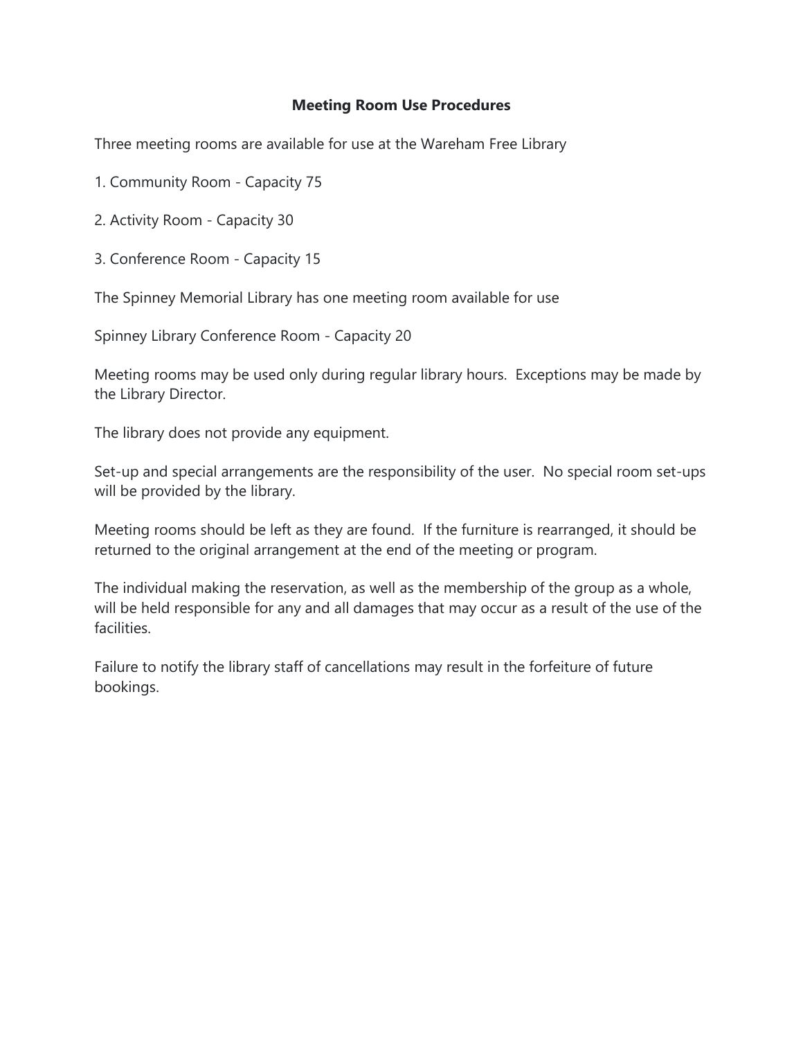**Meeting Room Use Procedures**

Three meeting rooms are available for use at the Wareham Free Library

1. Community Room - Capacity 75

2. Activity Room - Capacity 30

3. Conference Room - Capacity 15

The Spinney Memorial Library has one meeting room available for use

Spinney Library Conference Room - Capacity 20

Meeting rooms may be used only during regular library hours. Exceptions may be made by the Library Director.

The library does not provide any equipment.

Set-up and special arrangements are the responsibility of the user. No special room set-ups will be provided by the library.

Meeting rooms should be left as they are found. If the furniture is rearranged, it should be returned to the original arrangement at the end of the meeting or program.

The individual making the reservation, as well as the membership of the group as a whole, will be held responsible for any and all damages that may occur as a result of the use of the facilities.

Failure to notify the library staff of cancellations may result in the forfeiture of future bookings.